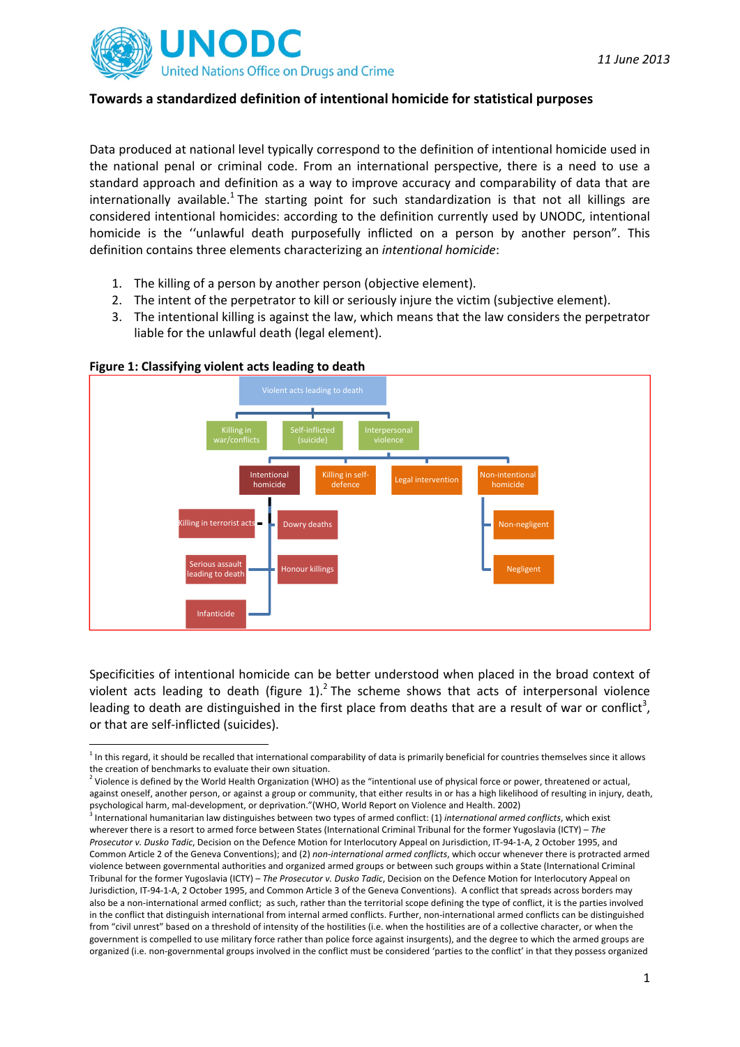11 June 2013

## Towards a standardized definition of intentional homicide for statistical purposes

Data produced at national level typically correspond to the definition of intentional homicide used in the national penal or criminal code. From an international perspective, there is a need to use a standard approach and definition as a way to improve accuracy and comparability of data that are internationally available.[1] The starting point for such standardization is that not all killings are considered intentional homicides: according to the definition currently used by UNODC, intentional homicide is the ''unlawful death purposefully inflicted on a person by another person". This definition contains three elements characterizing an *intentional homicide*:

1. The killing of a person by another person (objective element).
2. The intent of the perpetrator to kill or seriously injure the victim (subjective element).
3. The intentional killing is against the law, which means that the law considers the perpetrator liable for the unlawful death (legal element).

**Figure 1: Classifying violent acts leading to death**

- Violent acts leading to death
  - Killing in war/conflicts
  - Self-inflicted (suicide)
  - Interpersonal violence
    - Intentional homicide
      - Killing in terrorist acts
      - Serious assault leading to death
      - Infanticide
      - Dowry deaths
      - Honour killings
    - Killing in self-defence
    - Legal intervention
    - Non-intentional homicide
      - Non-negligent
      - Negligent

Specificities of intentional homicide can be better understood when placed in the broad context of violent acts leading to death (figure 1).[2] The scheme shows that acts of interpersonal violence leading to death are distinguished in the first place from deaths that are a result of war or conflict[3], or that are self-inflicted (suicides).

---

[1] In this regard, it should be recalled that international comparability of data is primarily beneficial for countries themselves since it allows the creation of benchmarks to evaluate their own situation.

[2] Violence is defined by the World Health Organization (WHO) as the "intentional use of physical force or power, threatened or actual, against oneself, another person, or against a group or community, that either results in or has a high likelihood of resulting in injury, death, psychological harm, mal-development, or deprivation."(WHO, World Report on Violence and Health. 2002)

[3] International humanitarian law distinguishes between two types of armed conflict: (1) *international armed conflicts*, which exist wherever there is a resort to armed force between States (International Criminal Tribunal for the former Yugoslavia (ICTY) – *The Prosecutor v. Dusko Tadic*, Decision on the Defence Motion for Interlocutory Appeal on Jurisdiction, IT-94-1-A, 2 October 1995, and Common Article 2 of the Geneva Conventions); and (2) *non-international armed conflicts*, which occur whenever there is protracted armed violence between governmental authorities and organized armed groups or between such groups within a State (International Criminal Tribunal for the former Yugoslavia (ICTY) – *The Prosecutor v. Dusko Tadic*, Decision on the Defence Motion for Interlocutory Appeal on Jurisdiction, IT-94-1-A, 2 October 1995, and Common Article 3 of the Geneva Conventions). A conflict that spreads across borders may also be a non-international armed conflict; as such, rather than the territorial scope defining the type of conflict, it is the parties involved in the conflict that distinguish international from internal armed conflicts. Further, non-international armed conflicts can be distinguished from "civil unrest" based on a threshold of intensity of the hostilities (i.e. when the hostilities are of a collective character, or when the government is compelled to use military force rather than police force against insurgents), and the degree to which the armed groups are organized (i.e. non-governmental groups involved in the conflict must be considered 'parties to the conflict' in that they possess organized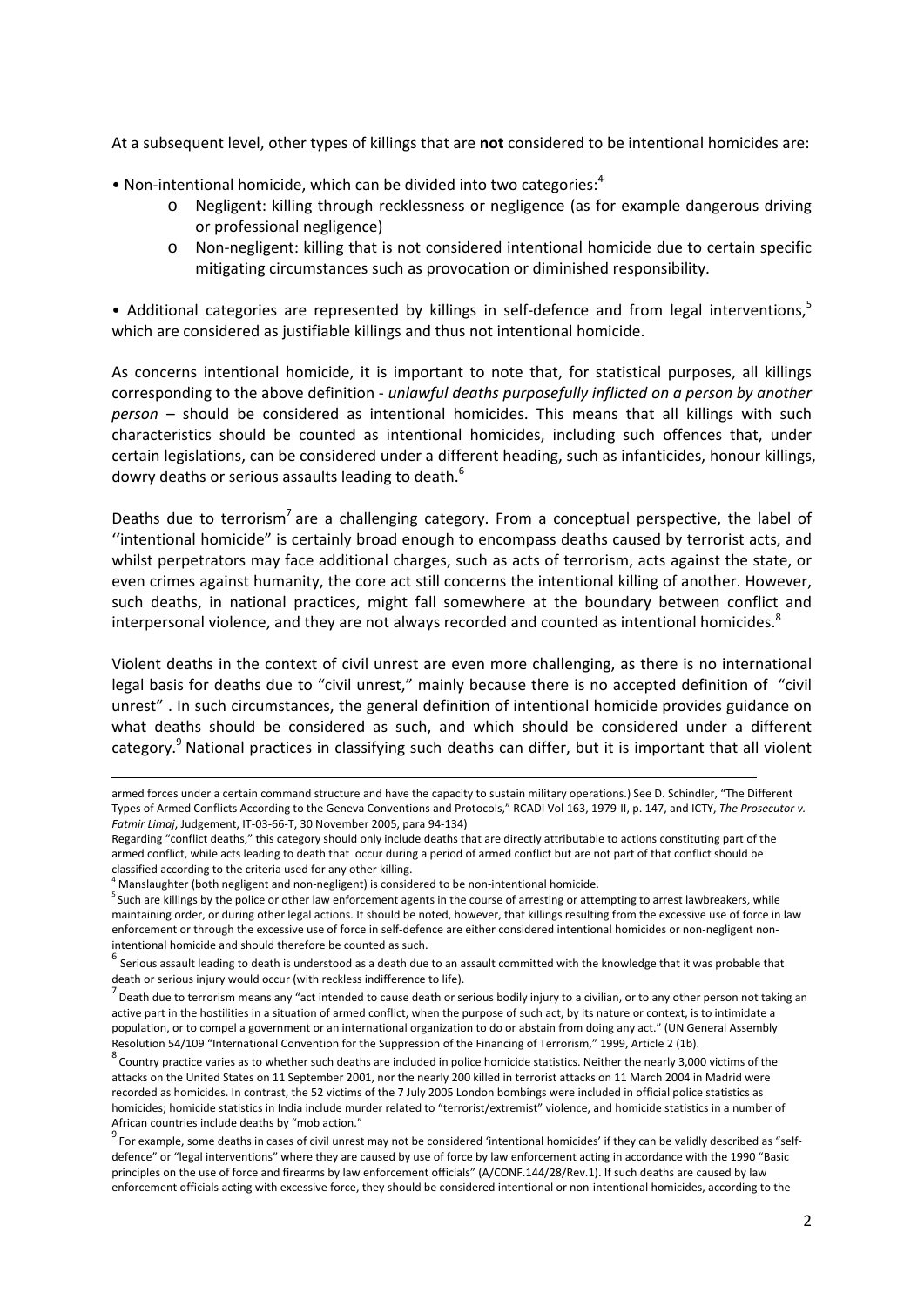At a subsequent level, other types of killings that are **not** considered to be intentional homicides are:

- Non-intentional homicide, which can be divided into two categories:[4]
  - Negligent: killing through recklessness or negligence (as for example dangerous driving or professional negligence)
  - Non-negligent: killing that is not considered intentional homicide due to certain specific mitigating circumstances such as provocation or diminished responsibility.

- Additional categories are represented by killings in self-defence and from legal interventions,[5] which are considered as justifiable killings and thus not intentional homicide.

As concerns intentional homicide, it is important to note that, for statistical purposes, all killings corresponding to the above definition - *unlawful deaths purposefully inflicted on a person by another person* – should be considered as intentional homicides. This means that all killings with such characteristics should be counted as intentional homicides, including such offences that, under certain legislations, can be considered under a different heading, such as infanticides, honour killings, dowry deaths or serious assaults leading to death.[6]

Deaths due to terrorism[7] are a challenging category. From a conceptual perspective, the label of ''intentional homicide" is certainly broad enough to encompass deaths caused by terrorist acts, and whilst perpetrators may face additional charges, such as acts of terrorism, acts against the state, or even crimes against humanity, the core act still concerns the intentional killing of another. However, such deaths, in national practices, might fall somewhere at the boundary between conflict and interpersonal violence, and they are not always recorded and counted as intentional homicides.[8]

Violent deaths in the context of civil unrest are even more challenging, as there is no international legal basis for deaths due to "civil unrest," mainly because there is no accepted definition of "civil unrest" . In such circumstances, the general definition of intentional homicide provides guidance on what deaths should be considered as such, and which should be considered under a different category.[9] National practices in classifying such deaths can differ, but it is important that all violent

---

armed forces under a certain command structure and have the capacity to sustain military operations.) See D. Schindler, "The Different Types of Armed Conflicts According to the Geneva Conventions and Protocols," RCADI Vol 163, 1979-II, p. 147, and ICTY, *The Prosecutor v. Fatmir Limaj*, Judgement, IT-03-66-T, 30 November 2005, para 94-134)

Regarding "conflict deaths," this category should only include deaths that are directly attributable to actions constituting part of the armed conflict, while acts leading to death that occur during a period of armed conflict but are not part of that conflict should be classified according to the criteria used for any other killing.

[4] Manslaughter (both negligent and non-negligent) is considered to be non-intentional homicide.

[5] Such are killings by the police or other law enforcement agents in the course of arresting or attempting to arrest lawbreakers, while maintaining order, or during other legal actions. It should be noted, however, that killings resulting from the excessive use of force in law enforcement or through the excessive use of force in self-defence are either considered intentional homicides or non-negligent non-intentional homicide and should therefore be counted as such.

[6] Serious assault leading to death is understood as a death due to an assault committed with the knowledge that it was probable that death or serious injury would occur (with reckless indifference to life).

[7] Death due to terrorism means any "act intended to cause death or serious bodily injury to a civilian, or to any other person not taking an active part in the hostilities in a situation of armed conflict, when the purpose of such act, by its nature or context, is to intimidate a population, or to compel a government or an international organization to do or abstain from doing any act." (UN General Assembly Resolution 54/109 "International Convention for the Suppression of the Financing of Terrorism," 1999, Article 2 (1b).

[8] Country practice varies as to whether such deaths are included in police homicide statistics. Neither the nearly 3,000 victims of the attacks on the United States on 11 September 2001, nor the nearly 200 killed in terrorist attacks on 11 March 2004 in Madrid were recorded as homicides. In contrast, the 52 victims of the 7 July 2005 London bombings were included in official police statistics as homicides; homicide statistics in India include murder related to "terrorist/extremist" violence, and homicide statistics in a number of African countries include deaths by "mob action."

[9] For example, some deaths in cases of civil unrest may not be considered 'intentional homicides' if they can be validly described as "self-defence" or "legal interventions" where they are caused by use of force by law enforcement acting in accordance with the 1990 "Basic principles on the use of force and firearms by law enforcement officials" (A/CONF.144/28/Rev.1). If such deaths are caused by law enforcement officials acting with excessive force, they should be considered intentional or non-intentional homicides, according to the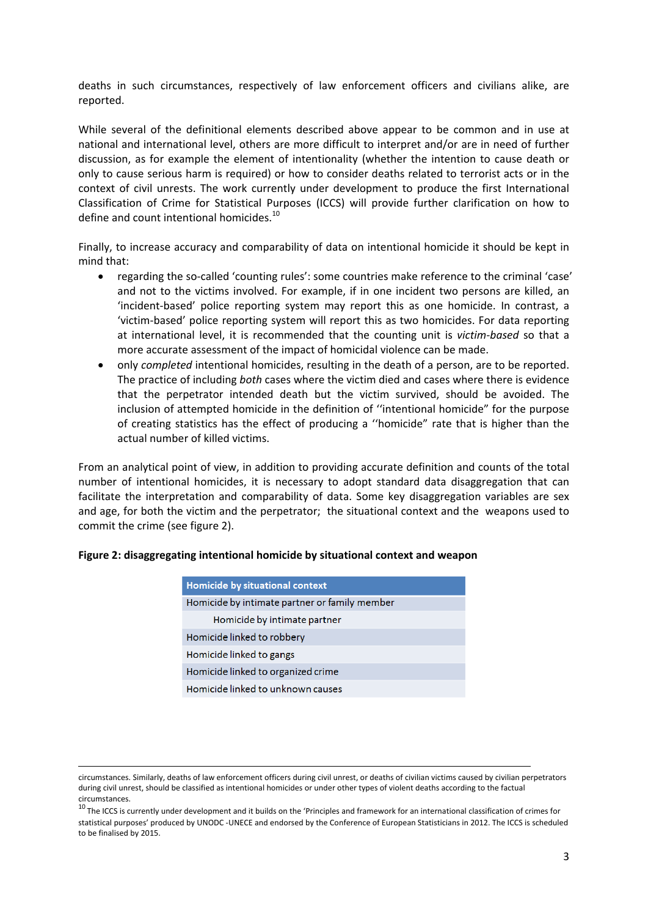deaths in such circumstances, respectively of law enforcement officers and civilians alike, are reported.

While several of the definitional elements described above appear to be common and in use at national and international level, others are more difficult to interpret and/or are in need of further discussion, as for example the element of intentionality (whether the intention to cause death or only to cause serious harm is required) or how to consider deaths related to terrorist acts or in the context of civil unrests. The work currently under development to produce the first International Classification of Crime for Statistical Purposes (ICCS) will provide further clarification on how to define and count intentional homicides.[10]

Finally, to increase accuracy and comparability of data on intentional homicide it should be kept in mind that:

- regarding the so-called 'counting rules': some countries make reference to the criminal 'case' and not to the victims involved. For example, if in one incident two persons are killed, an 'incident-based' police reporting system may report this as one homicide. In contrast, a 'victim-based' police reporting system will report this as two homicides. For data reporting at international level, it is recommended that the counting unit is *victim-based* so that a more accurate assessment of the impact of homicidal violence can be made.
- only *completed* intentional homicides, resulting in the death of a person, are to be reported. The practice of including *both* cases where the victim died and cases where there is evidence that the perpetrator intended death but the victim survived, should be avoided. The inclusion of attempted homicide in the definition of ''intentional homicide" for the purpose of creating statistics has the effect of producing a ''homicide" rate that is higher than the actual number of killed victims.

From an analytical point of view, in addition to providing accurate definition and counts of the total number of intentional homicides, it is necessary to adopt standard data disaggregation that can facilitate the interpretation and comparability of data. Some key disaggregation variables are sex and age, for both the victim and the perpetrator; the situational context and the weapons used to commit the crime (see figure 2).

**Figure 2: disaggregating intentional homicide by situational context and weapon**

| Homicide by situational context |
|---|
| Homicide by intimate partner or family member |
| &nbsp;&nbsp;&nbsp;&nbsp;Homicide by intimate partner |
| Homicide linked to robbery |
| Homicide linked to gangs |
| Homicide linked to organized crime |
| Homicide linked to unknown causes |

---

circumstances. Similarly, deaths of law enforcement officers during civil unrest, or deaths of civilian victims caused by civilian perpetrators during civil unrest, should be classified as intentional homicides or under other types of violent deaths according to the factual circumstances.

[10] The ICCS is currently under development and it builds on the 'Principles and framework for an international classification of crimes for statistical purposes' produced by UNODC -UNECE and endorsed by the Conference of European Statisticians in 2012. The ICCS is scheduled to be finalised by 2015.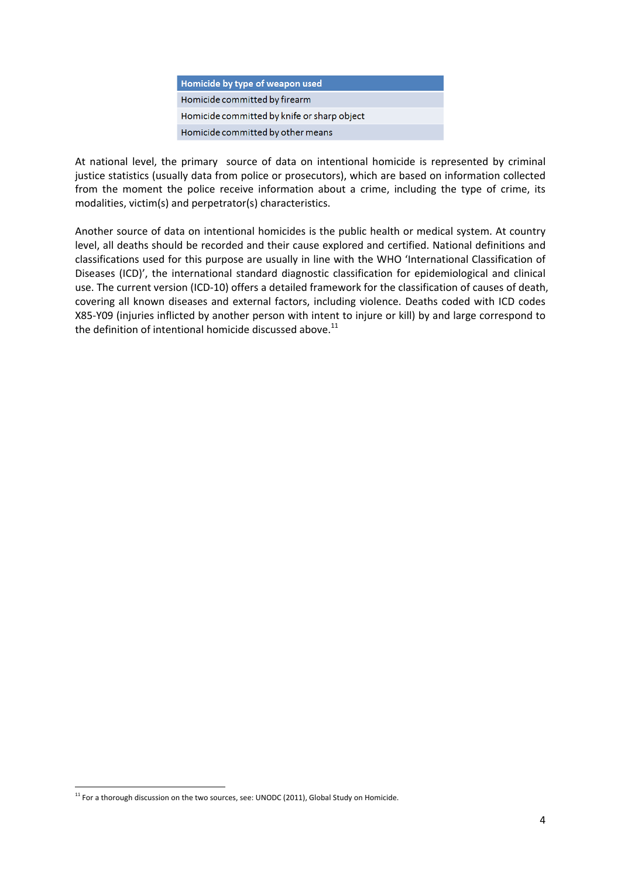| Homicide by type of weapon used |
|---|
| Homicide committed by firearm |
| Homicide committed by knife or sharp object |
| Homicide committed by other means |

At national level, the primary source of data on intentional homicide is represented by criminal justice statistics (usually data from police or prosecutors), which are based on information collected from the moment the police receive information about a crime, including the type of crime, its modalities, victim(s) and perpetrator(s) characteristics.

Another source of data on intentional homicides is the public health or medical system. At country level, all deaths should be recorded and their cause explored and certified. National definitions and classifications used for this purpose are usually in line with the WHO 'International Classification of Diseases (ICD)', the international standard diagnostic classification for epidemiological and clinical use. The current version (ICD-10) offers a detailed framework for the classification of causes of death, covering all known diseases and external factors, including violence. Deaths coded with ICD codes X85-Y09 (injuries inflicted by another person with intent to injure or kill) by and large correspond to the definition of intentional homicide discussed above.[11]

[11] For a thorough discussion on the two sources, see: UNODC (2011), Global Study on Homicide.